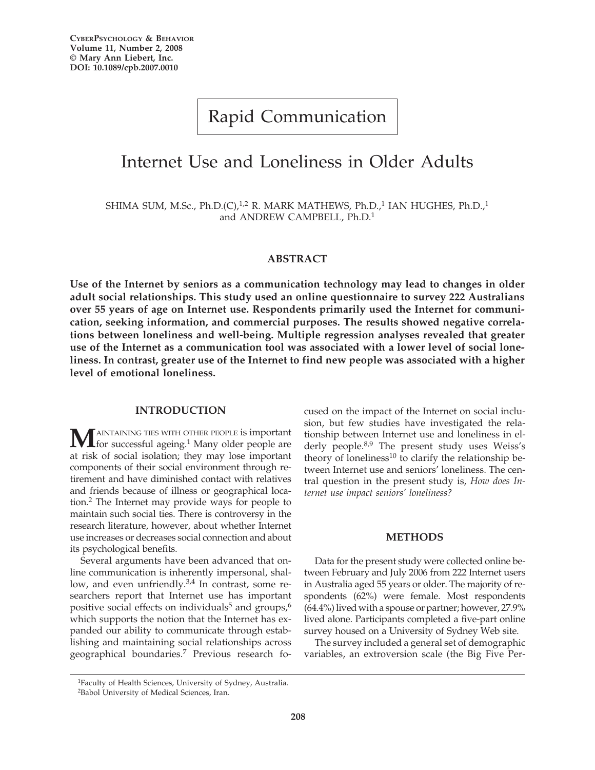Rapid Communication

# Internet Use and Loneliness in Older Adults

SHIMA SUM, M.Sc., Ph.D.(C),[1,2] R. MARK MATHEWS, Ph.D.,[1] IAN HUGHES, Ph.D.,[1] and ANDREW CAMPBELL, Ph.D.[1]

## ABSTRACT

**Use of the Internet by seniors as a communication technology may lead to changes in older adult social relationships. This study used an online questionnaire to survey 222 Australians over 55 years of age on Internet use. Respondents primarily used the Internet for communication, seeking information, and commercial purposes. The results showed negative correlations between loneliness and well-being. Multiple regression analyses revealed that greater use of the Internet as a communication tool was associated with a lower level of social loneliness. In contrast, greater use of the Internet to find new people was associated with a higher level of emotional loneliness.**

## INTRODUCTION

MAINTAINING TIES WITH OTHER PEOPLE is important for successful ageing.[1] Many older people are at risk of social isolation; they may lose important components of their social environment through retirement and have diminished contact with relatives and friends because of illness or geographical location.[2] The Internet may provide ways for people to maintain such social ties. There is controversy in the research literature, however, about whether Internet use increases or decreases social connection and about its psychological benefits.

Several arguments have been advanced that online communication is inherently impersonal, shallow, and even unfriendly.[3,4] In contrast, some researchers report that Internet use has important positive social effects on individuals[5] and groups,[6] which supports the notion that the Internet has expanded our ability to communicate through establishing and maintaining social relationships across geographical boundaries.[7] Previous research focused on the impact of the Internet on social inclusion, but few studies have investigated the relationship between Internet use and loneliness in elderly people.[8,9] The present study uses Weiss's theory of loneliness[10] to clarify the relationship between Internet use and seniors' loneliness. The central question in the present study is, *How does Internet use impact seniors' loneliness?*

## METHODS

Data for the present study were collected online between February and July 2006 from 222 Internet users in Australia aged 55 years or older. The majority of respondents (62%) were female. Most respondents (64.4%) lived with a spouse or partner; however, 27.9% lived alone. Participants completed a five-part online survey housed on a University of Sydney Web site.

The survey included a general set of demographic variables, an extroversion scale (the Big Five Per-

[1]Faculty of Health Sciences, University of Sydney, Australia.
[2]Babol University of Medical Sciences, Iran.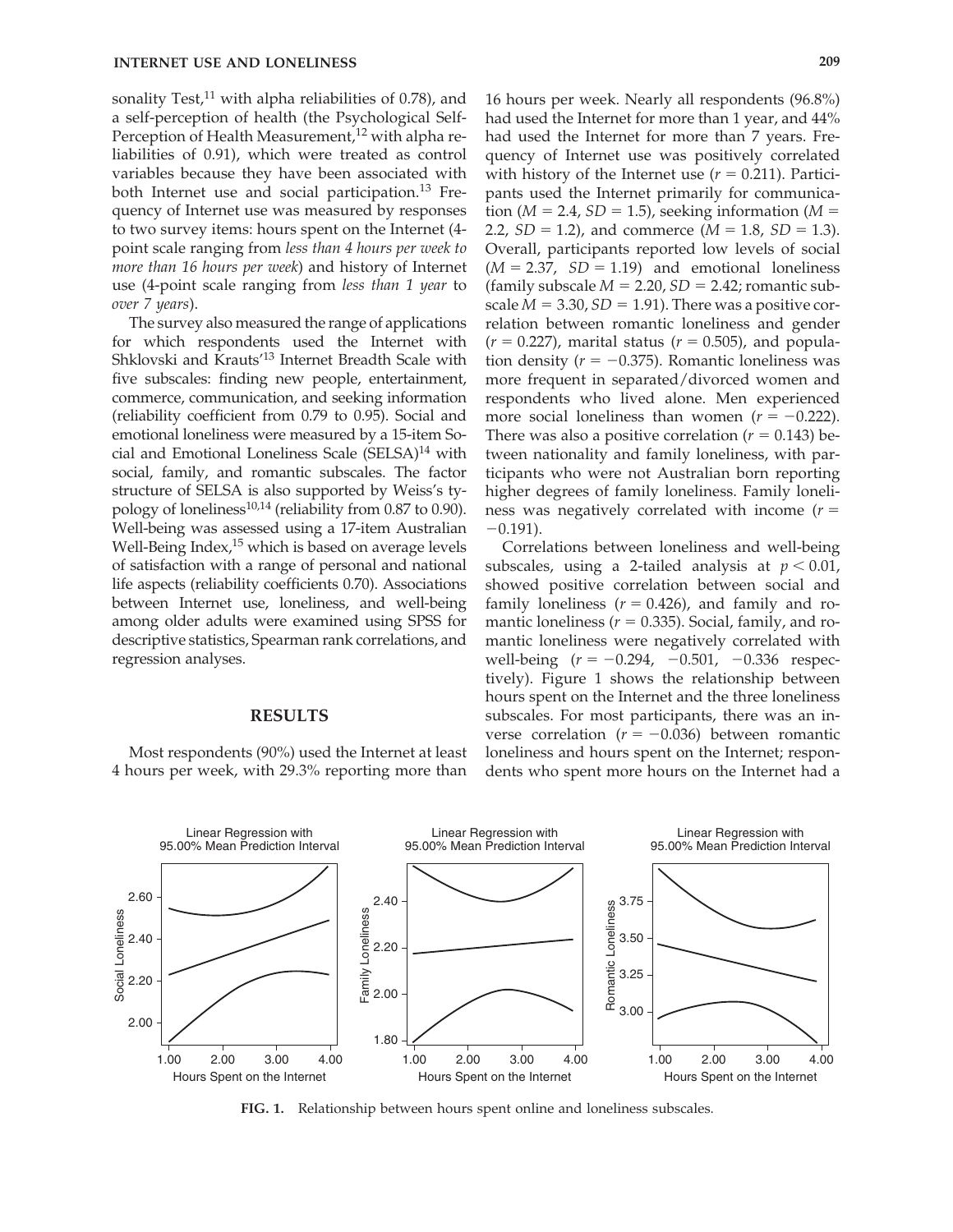sonality Test,[11] with alpha reliabilities of 0.78), and a self-perception of health (the Psychological Self-Perception of Health Measurement,[12] with alpha reliabilities of 0.91), which were treated as control variables because they have been associated with both Internet use and social participation.[13] Frequency of Internet use was measured by responses to two survey items: hours spent on the Internet (4-point scale ranging from *less than 4 hours per week to more than 16 hours per week*) and history of Internet use (4-point scale ranging from *less than 1 year* to *over 7 years*).

The survey also measured the range of applications for which respondents used the Internet with Shklovski and Krauts'[13] Internet Breadth Scale with five subscales: finding new people, entertainment, commerce, communication, and seeking information (reliability coefficient from 0.79 to 0.95). Social and emotional loneliness were measured by a 15-item Social and Emotional Loneliness Scale (SELSA)[14] with social, family, and romantic subscales. The factor structure of SELSA is also supported by Weiss's typology of loneliness[10,14] (reliability from 0.87 to 0.90). Well-being was assessed using a 17-item Australian Well-Being Index,[15] which is based on average levels of satisfaction with a range of personal and national life aspects (reliability coefficients 0.70). Associations between Internet use, loneliness, and well-being among older adults were examined using SPSS for descriptive statistics, Spearman rank correlations, and regression analyses.

## RESULTS

Most respondents (90%) used the Internet at least 4 hours per week, with 29.3% reporting more than 16 hours per week. Nearly all respondents (96.8%) had used the Internet for more than 1 year, and 44% had used the Internet for more than 7 years. Frequency of Internet use was positively correlated with history of the Internet use ($r = 0.211$). Participants used the Internet primarily for communication ($M = 2.4$, $SD = 1.5$), seeking information ($M = 2.2$, $SD = 1.2$), and commerce ($M = 1.8$, $SD = 1.3$). Overall, participants reported low levels of social ($M = 2.37$, $SD = 1.19$) and emotional loneliness (family subscale $M = 2.20$, $SD = 2.42$; romantic subscale $M = 3.30$, $SD = 1.91$). There was a positive correlation between romantic loneliness and gender ($r = 0.227$), marital status ($r = 0.505$), and population density ($r = -0.375$). Romantic loneliness was more frequent in separated/divorced women and respondents who lived alone. Men experienced more social loneliness than women ($r = -0.222$). There was also a positive correlation ($r = 0.143$) between nationality and family loneliness, with participants who were not Australian born reporting higher degrees of family loneliness. Family loneliness was negatively correlated with income ($r = -0.191$).

Correlations between loneliness and well-being subscales, using a 2-tailed analysis at $p < 0.01$, showed positive correlation between social and family loneliness ($r = 0.426$), and family and romantic loneliness ($r = 0.335$). Social, family, and romantic loneliness were negatively correlated with well-being ($r = -0.294$, $-0.501$, $-0.336$ respectively). Figure 1 shows the relationship between hours spent on the Internet and the three loneliness subscales. For most participants, there was an inverse correlation ($r = -0.036$) between romantic loneliness and hours spent on the Internet; respondents who spent more hours on the Internet had a

**FIG. 1.** Relationship between hours spent online and loneliness subscales.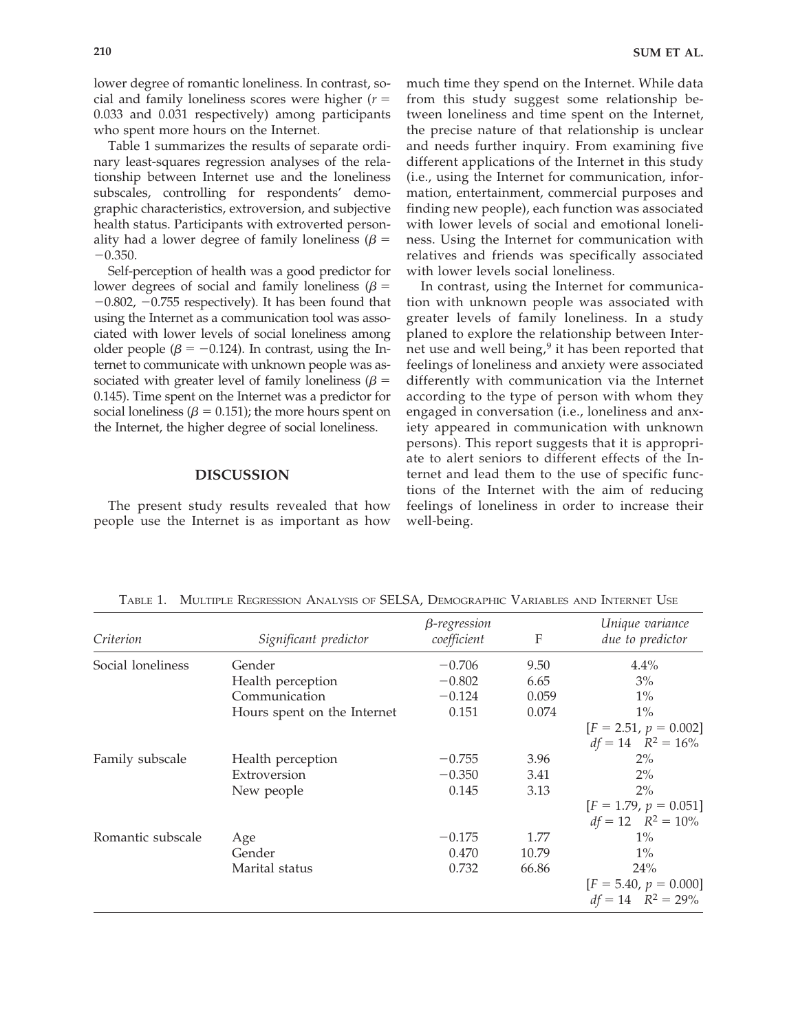lower degree of romantic loneliness. In contrast, social and family loneliness scores were higher ($r$ = 0.033 and 0.031 respectively) among participants who spent more hours on the Internet.

Table 1 summarizes the results of separate ordinary least-squares regression analyses of the relationship between Internet use and the loneliness subscales, controlling for respondents' demographic characteristics, extroversion, and subjective health status. Participants with extroverted personality had a lower degree of family loneliness ($\beta = -0.350$.

Self-perception of health was a good predictor for lower degrees of social and family loneliness ($\beta = -0.802$, $-0.755$ respectively). It has been found that using the Internet as a communication tool was associated with lower levels of social loneliness among older people ($\beta = -0.124$). In contrast, using the Internet to communicate with unknown people was associated with greater level of family loneliness ($\beta = 0.145$). Time spent on the Internet was a predictor for social loneliness ($\beta = 0.151$); the more hours spent on the Internet, the higher degree of social loneliness.

## DISCUSSION

The present study results revealed that how people use the Internet is as important as how much time they spend on the Internet. While data from this study suggest some relationship between loneliness and time spent on the Internet, the precise nature of that relationship is unclear and needs further inquiry. From examining five different applications of the Internet in this study (i.e., using the Internet for communication, information, entertainment, commercial purposes and finding new people), each function was associated with lower levels of social and emotional loneliness. Using the Internet for communication with relatives and friends was specifically associated with lower levels social loneliness.

In contrast, using the Internet for communication with unknown people was associated with greater levels of family loneliness. In a study planed to explore the relationship between Internet use and well being,[9] it has been reported that feelings of loneliness and anxiety were associated differently with communication via the Internet according to the type of person with whom they engaged in conversation (i.e., loneliness and anxiety appeared in communication with unknown persons). This report suggests that it is appropriate to alert seniors to different effects of the Internet and lead them to the use of specific functions of the Internet with the aim of reducing feelings of loneliness in order to increase their well-being.

Table 1. Multiple Regression Analysis of SELSA, Demographic Variables and Internet Use

| *Criterion* | *Significant predictor* | *β-regression coefficient* | F | *Unique variance due to predictor* |
|---|---|---|---|---|
| Social loneliness | Gender | −0.706 | 9.50 | 4.4% |
| | Health perception | −0.802 | 6.65 | 3% |
| | Communication | −0.124 | 0.059 | 1% |
| | Hours spent on the Internet | 0.151 | 0.074 | 1% |
| | | | | [$F = 2.51$, $p = 0.002$] $df = 14$ $R^2 = 16\%$ |
| Family subscale | Health perception | −0.755 | 3.96 | 2% |
| | Extroversion | −0.350 | 3.41 | 2% |
| | New people | 0.145 | 3.13 | 2% |
| | | | | [$F = 1.79$, $p = 0.051$] $df = 12$ $R^2 = 10\%$ |
| Romantic subscale | Age | −0.175 | 1.77 | 1% |
| | Gender | 0.470 | 10.79 | 1% |
| | Marital status | 0.732 | 66.86 | 24% |
| | | | | [$F = 5.40$, $p = 0.000$] $df = 14$ $R^2 = 29\%$ |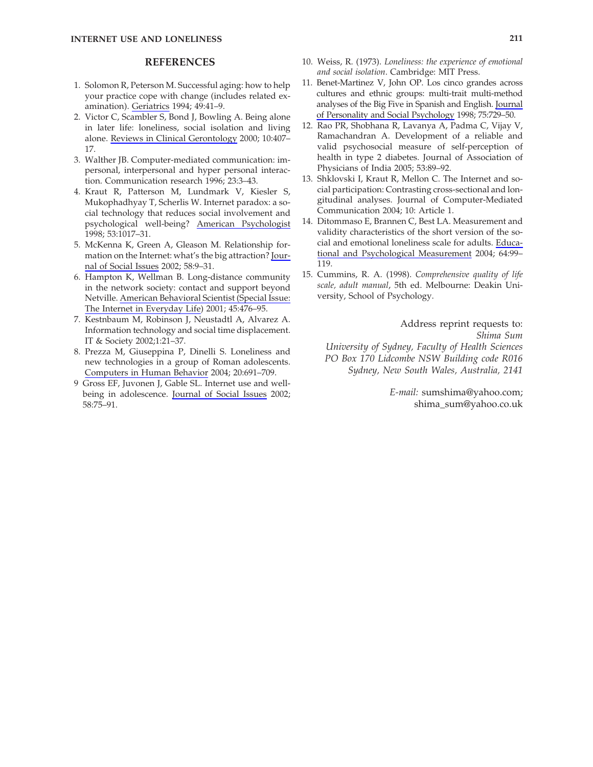## REFERENCES

1. Solomon R, Peterson M. Successful aging: how to help your practice cope with change (includes related examination). Geriatrics 1994; 49:41–9.
2. Victor C, Scambler S, Bond J, Bowling A. Being alone in later life: loneliness, social isolation and living alone. Reviews in Clinical Gerontology 2000; 10:407–17.
3. Walther JB. Computer-mediated communication: impersonal, interpersonal and hyper personal interaction. Communication research 1996; 23:3–43.
4. Kraut R, Patterson M, Lundmark V, Kiesler S, Mukophadhyay T, Scherlis W. Internet paradox: a social technology that reduces social involvement and psychological well-being? American Psychologist 1998; 53:1017–31.
5. McKenna K, Green A, Gleason M. Relationship formation on the Internet: what's the big attraction? Journal of Social Issues 2002; 58:9–31.
6. Hampton K, Wellman B. Long-distance community in the network society: contact and support beyond Netville. American Behavioral Scientist (Special Issue: The Internet in Everyday Life) 2001; 45:476–95.
7. Kestnbaum M, Robinson J, Neustadtl A, Alvarez A. Information technology and social time displacement. IT & Society 2002;1:21–37.
8. Prezza M, Giuseppina P, Dinelli S. Loneliness and new technologies in a group of Roman adolescents. Computers in Human Behavior 2004; 20:691–709.
9. Gross EF, Juvonen J, Gable SL. Internet use and well-being in adolescence. Journal of Social Issues 2002; 58:75–91.
10. Weiss, R. (1973). *Loneliness: the experience of emotional and social isolation*. Cambridge: MIT Press.
11. Benet-Martinez V, John OP. Los cinco grandes across cultures and ethnic groups: multi-trait multi-method analyses of the Big Five in Spanish and English. Journal of Personality and Social Psychology 1998; 75:729–50.
12. Rao PR, Shobhana R, Lavanya A, Padma C, Vijay V, Ramachandran A. Development of a reliable and valid psychosocial measure of self-perception of health in type 2 diabetes. Journal of Association of Physicians of India 2005; 53:89–92.
13. Shklovski I, Kraut R, Mellon C. The Internet and social participation: Contrasting cross-sectional and longitudinal analyses. Journal of Computer-Mediated Communication 2004; 10: Article 1.
14. Ditommaso E, Brannen C, Best LA. Measurement and validity characteristics of the short version of the social and emotional loneliness scale for adults. Educational and Psychological Measurement 2004; 64:99–119.
15. Cummins, R. A. (1998). *Comprehensive quality of life scale, adult manual*, 5th ed. Melbourne: Deakin University, School of Psychology.

Address reprint requests to:
*Shima Sum*
*University of Sydney, Faculty of Health Sciences*
*PO Box 170 Lidcombe NSW Building code R016*
*Sydney, New South Wales, Australia, 2141*

*E-mail:* sumshima@yahoo.com;
shima_sum@yahoo.co.uk